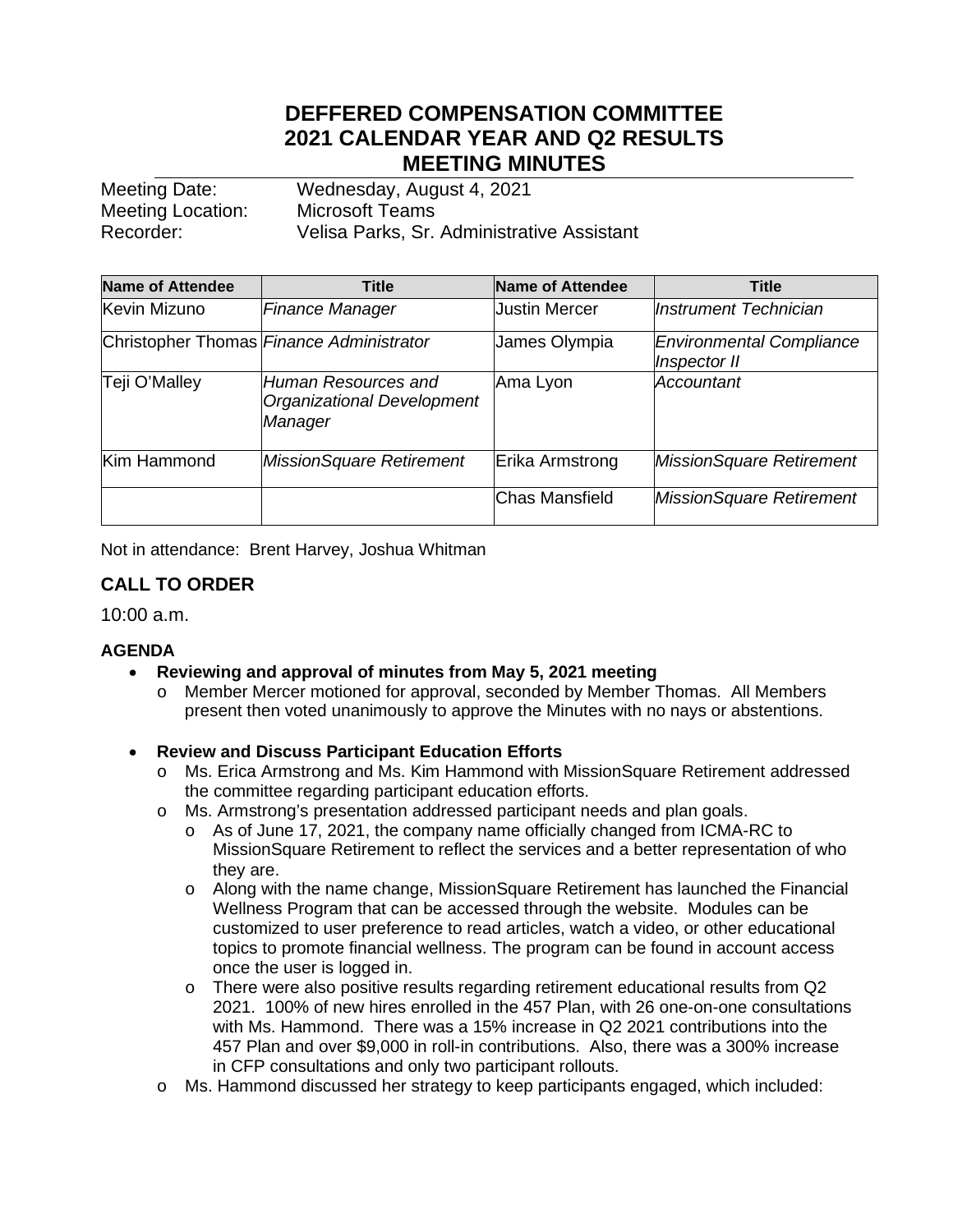# DEFFERED COMPENSATION COMMITTEE
# 2021 CALENDAR YEAR AND Q2 RESULTS
# MEETING MINUTES

Meeting Date: Wednesday, August 4, 2021
Meeting Location: Microsoft Teams
Recorder: Velisa Parks, Sr. Administrative Assistant

| Name of Attendee | Title | Name of Attendee | Title |
|---|---|---|---|
| Kevin Mizuno | *Finance Manager* | Justin Mercer | *Instrument Technician* |
| Christopher Thomas | *Finance Administrator* | James Olympia | *Environmental Compliance Inspector II* |
| Teji O'Malley | *Human Resources and Organizational Development Manager* | Ama Lyon | *Accountant* |
| Kim Hammond | *MissionSquare Retirement* | Erika Armstrong | *MissionSquare Retirement* |
| | | Chas Mansfield | *MissionSquare Retirement* |

Not in attendance: Brent Harvey, Joshua Whitman

## CALL TO ORDER

10:00 a.m.

### AGENDA

- **Reviewing and approval of minutes from May 5, 2021 meeting**
  - Member Mercer motioned for approval, seconded by Member Thomas. All Members present then voted unanimously to approve the Minutes with no nays or abstentions.

- **Review and Discuss Participant Education Efforts**
  - Ms. Erica Armstrong and Ms. Kim Hammond with MissionSquare Retirement addressed the committee regarding participant education efforts.
  - Ms. Armstrong's presentation addressed participant needs and plan goals.
    - As of June 17, 2021, the company name officially changed from ICMA-RC to MissionSquare Retirement to reflect the services and a better representation of who they are.
    - Along with the name change, MissionSquare Retirement has launched the Financial Wellness Program that can be accessed through the website. Modules can be customized to user preference to read articles, watch a video, or other educational topics to promote financial wellness. The program can be found in account access once the user is logged in.
    - There were also positive results regarding retirement educational results from Q2 2021. 100% of new hires enrolled in the 457 Plan, with 26 one-on-one consultations with Ms. Hammond. There was a 15% increase in Q2 2021 contributions into the 457 Plan and over $9,000 in roll-in contributions. Also, there was a 300% increase in CFP consultations and only two participant rollouts.
  - Ms. Hammond discussed her strategy to keep participants engaged, which included: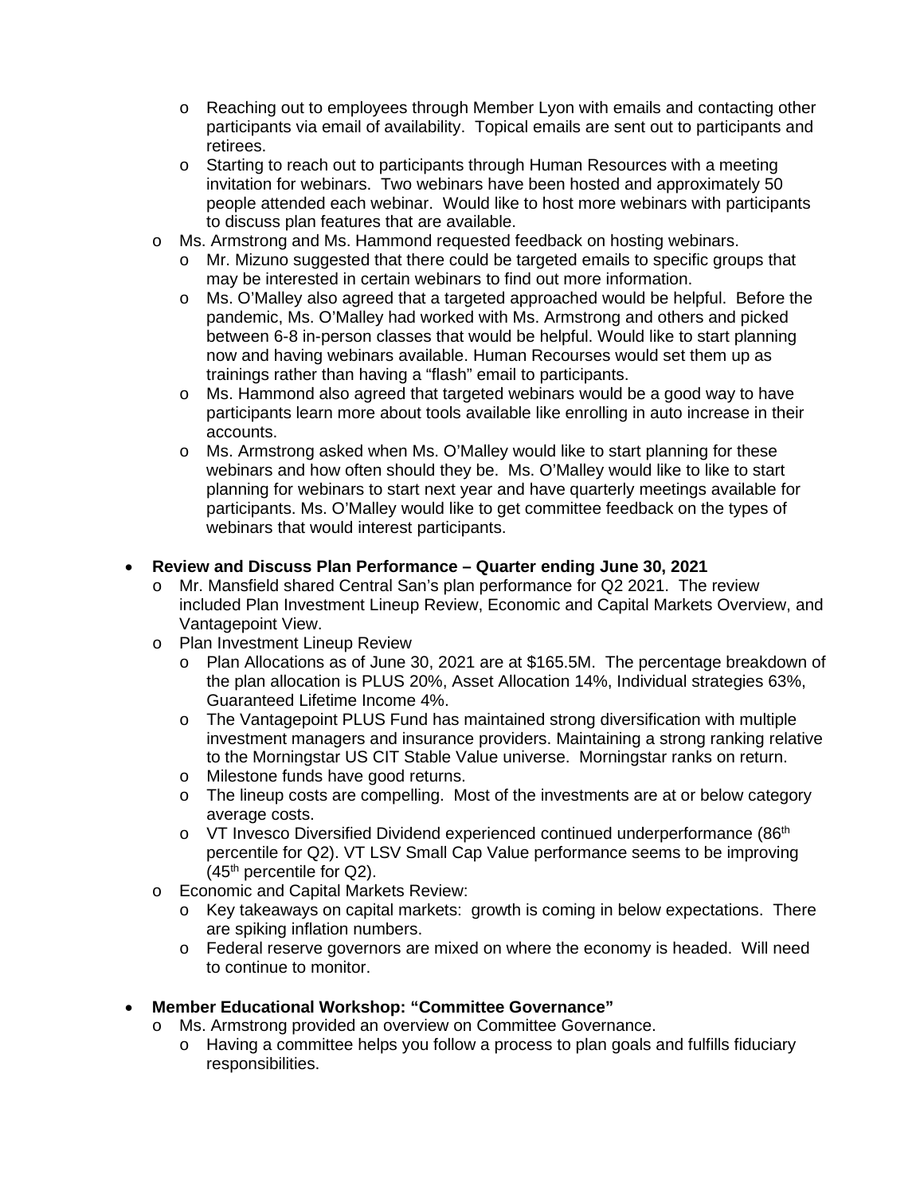- Reaching out to employees through Member Lyon with emails and contacting other participants via email of availability. Topical emails are sent out to participants and retirees.
  - Starting to reach out to participants through Human Resources with a meeting invitation for webinars. Two webinars have been hosted and approximately 50 people attended each webinar. Would like to host more webinars with participants to discuss plan features that are available.
- Ms. Armstrong and Ms. Hammond requested feedback on hosting webinars.
  - Mr. Mizuno suggested that there could be targeted emails to specific groups that may be interested in certain webinars to find out more information.
  - Ms. O'Malley also agreed that a targeted approached would be helpful. Before the pandemic, Ms. O'Malley had worked with Ms. Armstrong and others and picked between 6-8 in-person classes that would be helpful. Would like to start planning now and having webinars available. Human Recourses would set them up as trainings rather than having a "flash" email to participants.
  - Ms. Hammond also agreed that targeted webinars would be a good way to have participants learn more about tools available like enrolling in auto increase in their accounts.
  - Ms. Armstrong asked when Ms. O'Malley would like to start planning for these webinars and how often should they be. Ms. O'Malley would like to like to start planning for webinars to start next year and have quarterly meetings available for participants. Ms. O'Malley would like to get committee feedback on the types of webinars that would interest participants.

- **Review and Discuss Plan Performance – Quarter ending June 30, 2021**
  - Mr. Mansfield shared Central San's plan performance for Q2 2021. The review included Plan Investment Lineup Review, Economic and Capital Markets Overview, and Vantagepoint View.
  - Plan Investment Lineup Review
    - Plan Allocations as of June 30, 2021 are at $165.5M. The percentage breakdown of the plan allocation is PLUS 20%, Asset Allocation 14%, Individual strategies 63%, Guaranteed Lifetime Income 4%.
    - The Vantagepoint PLUS Fund has maintained strong diversification with multiple investment managers and insurance providers. Maintaining a strong ranking relative to the Morningstar US CIT Stable Value universe. Morningstar ranks on return.
    - Milestone funds have good returns.
    - The lineup costs are compelling. Most of the investments are at or below category average costs.
    - VT Invesco Diversified Dividend experienced continued underperformance (86th percentile for Q2). VT LSV Small Cap Value performance seems to be improving (45th percentile for Q2).
  - Economic and Capital Markets Review:
    - Key takeaways on capital markets: growth is coming in below expectations. There are spiking inflation numbers.
    - Federal reserve governors are mixed on where the economy is headed. Will need to continue to monitor.

- **Member Educational Workshop: "Committee Governance"**
  - Ms. Armstrong provided an overview on Committee Governance.
    - Having a committee helps you follow a process to plan goals and fulfills fiduciary responsibilities.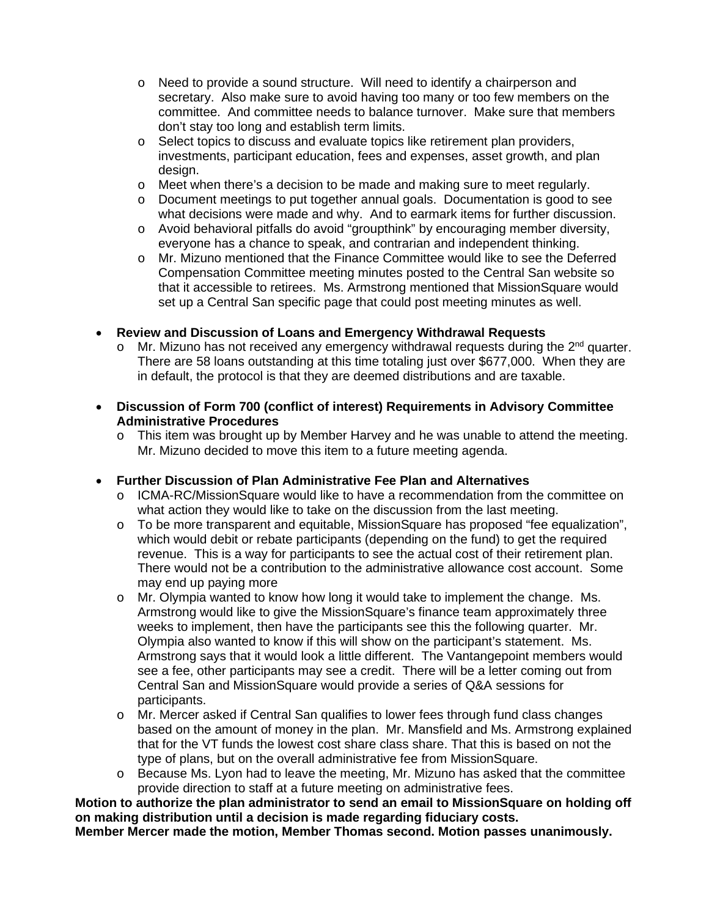- Need to provide a sound structure. Will need to identify a chairperson and secretary. Also make sure to avoid having too many or too few members on the committee. And committee needs to balance turnover. Make sure that members don't stay too long and establish term limits.
  - Select topics to discuss and evaluate topics like retirement plan providers, investments, participant education, fees and expenses, asset growth, and plan design.
  - Meet when there's a decision to be made and making sure to meet regularly.
  - Document meetings to put together annual goals. Documentation is good to see what decisions were made and why. And to earmark items for further discussion.
  - Avoid behavioral pitfalls do avoid "groupthink" by encouraging member diversity, everyone has a chance to speak, and contrarian and independent thinking.
  - Mr. Mizuno mentioned that the Finance Committee would like to see the Deferred Compensation Committee meeting minutes posted to the Central San website so that it accessible to retirees. Ms. Armstrong mentioned that MissionSquare would set up a Central San specific page that could post meeting minutes as well.

- **Review and Discussion of Loans and Emergency Withdrawal Requests**
  - Mr. Mizuno has not received any emergency withdrawal requests during the 2nd quarter. There are 58 loans outstanding at this time totaling just over $677,000. When they are in default, the protocol is that they are deemed distributions and are taxable.

- **Discussion of Form 700 (conflict of interest) Requirements in Advisory Committee Administrative Procedures**
  - This item was brought up by Member Harvey and he was unable to attend the meeting. Mr. Mizuno decided to move this item to a future meeting agenda.

- **Further Discussion of Plan Administrative Fee Plan and Alternatives**
  - ICMA-RC/MissionSquare would like to have a recommendation from the committee on what action they would like to take on the discussion from the last meeting.
  - To be more transparent and equitable, MissionSquare has proposed "fee equalization", which would debit or rebate participants (depending on the fund) to get the required revenue. This is a way for participants to see the actual cost of their retirement plan. There would not be a contribution to the administrative allowance cost account. Some may end up paying more
  - Mr. Olympia wanted to know how long it would take to implement the change. Ms. Armstrong would like to give the MissionSquare's finance team approximately three weeks to implement, then have the participants see this the following quarter. Mr. Olympia also wanted to know if this will show on the participant's statement. Ms. Armstrong says that it would look a little different. The Vantangepoint members would see a fee, other participants may see a credit. There will be a letter coming out from Central San and MissionSquare would provide a series of Q&A sessions for participants.
  - Mr. Mercer asked if Central San qualifies to lower fees through fund class changes based on the amount of money in the plan. Mr. Mansfield and Ms. Armstrong explained that for the VT funds the lowest cost share class share. That this is based on not the type of plans, but on the overall administrative fee from MissionSquare.
  - Because Ms. Lyon had to leave the meeting, Mr. Mizuno has asked that the committee provide direction to staff at a future meeting on administrative fees.

**Motion to authorize the plan administrator to send an email to MissionSquare on holding off on making distribution until a decision is made regarding fiduciary costs.**
**Member Mercer made the motion, Member Thomas second. Motion passes unanimously.**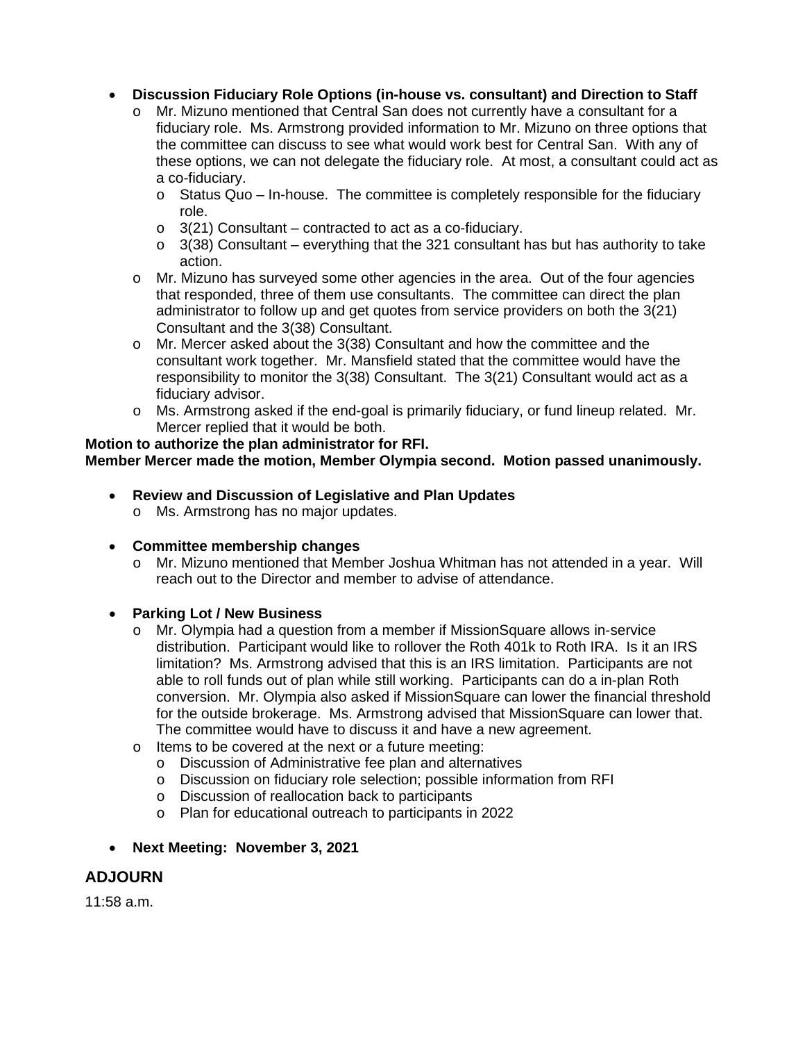- **Discussion Fiduciary Role Options (in-house vs. consultant) and Direction to Staff**
  - Mr. Mizuno mentioned that Central San does not currently have a consultant for a fiduciary role. Ms. Armstrong provided information to Mr. Mizuno on three options that the committee can discuss to see what would work best for Central San. With any of these options, we can not delegate the fiduciary role. At most, a consultant could act as a co-fiduciary.
    - Status Quo – In-house. The committee is completely responsible for the fiduciary role.
    - 3(21) Consultant – contracted to act as a co-fiduciary.
    - 3(38) Consultant – everything that the 321 consultant has but has authority to take action.
  - Mr. Mizuno has surveyed some other agencies in the area. Out of the four agencies that responded, three of them use consultants. The committee can direct the plan administrator to follow up and get quotes from service providers on both the 3(21) Consultant and the 3(38) Consultant.
  - Mr. Mercer asked about the 3(38) Consultant and how the committee and the consultant work together. Mr. Mansfield stated that the committee would have the responsibility to monitor the 3(38) Consultant. The 3(21) Consultant would act as a fiduciary advisor.
  - Ms. Armstrong asked if the end-goal is primarily fiduciary, or fund lineup related. Mr. Mercer replied that it would be both.

**Motion to authorize the plan administrator for RFI.**
**Member Mercer made the motion, Member Olympia second. Motion passed unanimously.**

- **Review and Discussion of Legislative and Plan Updates**
  - Ms. Armstrong has no major updates.

- **Committee membership changes**
  - Mr. Mizuno mentioned that Member Joshua Whitman has not attended in a year. Will reach out to the Director and member to advise of attendance.

- **Parking Lot / New Business**
  - Mr. Olympia had a question from a member if MissionSquare allows in-service distribution. Participant would like to rollover the Roth 401k to Roth IRA. Is it an IRS limitation? Ms. Armstrong advised that this is an IRS limitation. Participants are not able to roll funds out of plan while still working. Participants can do a in-plan Roth conversion. Mr. Olympia also asked if MissionSquare can lower the financial threshold for the outside brokerage. Ms. Armstrong advised that MissionSquare can lower that. The committee would have to discuss it and have a new agreement.
  - Items to be covered at the next or a future meeting:
    - Discussion of Administrative fee plan and alternatives
    - Discussion on fiduciary role selection; possible information from RFI
    - Discussion of reallocation back to participants
    - Plan for educational outreach to participants in 2022

- **Next Meeting: November 3, 2021**

## ADJOURN

11:58 a.m.